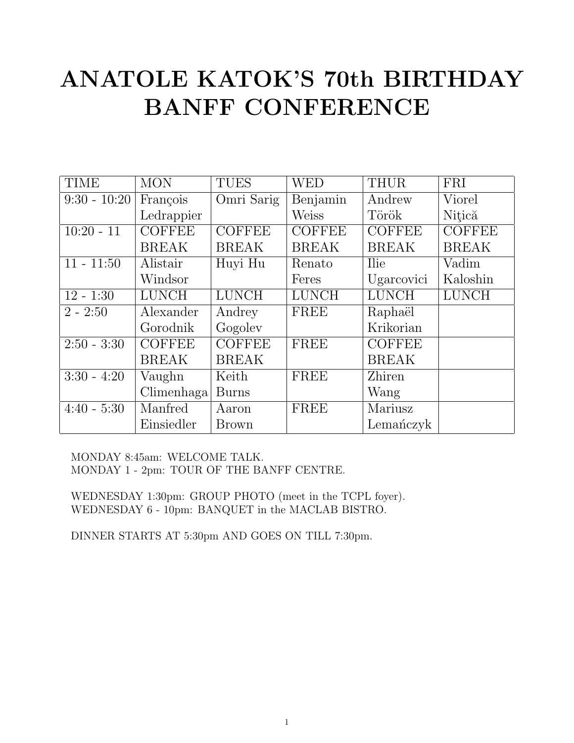# ANATOLE KATOK'S 70th BIRTHDAY BANFF CONFERENCE

| TIME | MON | TUES | WED | THUR | FRI |
|---|---|---|---|---|---|
| 9:30 - 10:20 | François Ledrappier | Omri Sarig | Benjamin Weiss | Andrew Török | Viorel Niţică |
| 10:20 - 11 | COFFEE BREAK | COFFEE BREAK | COFFEE BREAK | COFFEE BREAK | COFFEE BREAK |
| 11 - 11:50 | Alistair Windsor | Huyi Hu | Renato Feres | Ilie Ugarcovici | Vadim Kaloshin |
| 12 - 1:30 | LUNCH | LUNCH | LUNCH | LUNCH | LUNCH |
| 2 - 2:50 | Alexander Gorodnik | Andrey Gogolev | FREE | Raphaël Krikorian | |
| 2:50 - 3:30 | COFFEE BREAK | COFFEE BREAK | FREE | COFFEE BREAK | |
| 3:30 - 4:20 | Vaughn Climenhaga | Keith Burns | FREE | Zhiren Wang | |
| 4:40 - 5:30 | Manfred Einsiedler | Aaron Brown | FREE | Mariusz Lemańczyk | |

MONDAY 8:45am: WELCOME TALK.
MONDAY 1 - 2pm: TOUR OF THE BANFF CENTRE.

WEDNESDAY 1:30pm: GROUP PHOTO (meet in the TCPL foyer).
WEDNESDAY 6 - 10pm: BANQUET in the MACLAB BISTRO.

DINNER STARTS AT 5:30pm AND GOES ON TILL 7:30pm.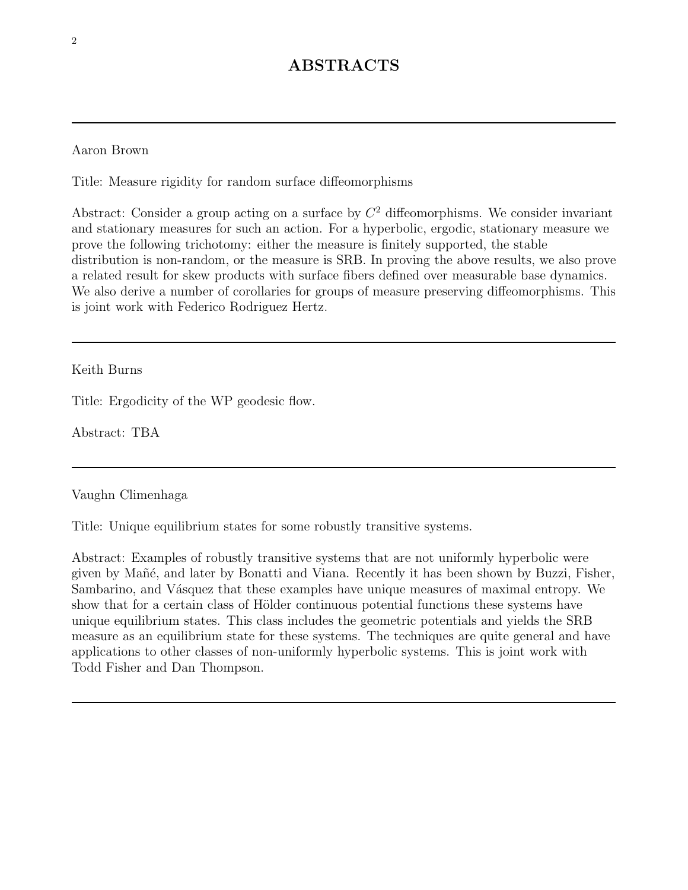# ABSTRACTS

---

Aaron Brown

Title: Measure rigidity for random surface diffeomorphisms

Abstract: Consider a group acting on a surface by $C^2$ diffeomorphisms. We consider invariant and stationary measures for such an action. For a hyperbolic, ergodic, stationary measure we prove the following trichotomy: either the measure is finitely supported, the stable distribution is non-random, or the measure is SRB. In proving the above results, we also prove a related result for skew products with surface fibers defined over measurable base dynamics. We also derive a number of corollaries for groups of measure preserving diffeomorphisms. This is joint work with Federico Rodriguez Hertz.

---

Keith Burns

Title: Ergodicity of the WP geodesic flow.

Abstract: TBA

---

Vaughn Climenhaga

Title: Unique equilibrium states for some robustly transitive systems.

Abstract: Examples of robustly transitive systems that are not uniformly hyperbolic were given by Mañé, and later by Bonatti and Viana. Recently it has been shown by Buzzi, Fisher, Sambarino, and Vásquez that these examples have unique measures of maximal entropy. We show that for a certain class of Hölder continuous potential functions these systems have unique equilibrium states. This class includes the geometric potentials and yields the SRB measure as an equilibrium state for these systems. The techniques are quite general and have applications to other classes of non-uniformly hyperbolic systems. This is joint work with Todd Fisher and Dan Thompson.

---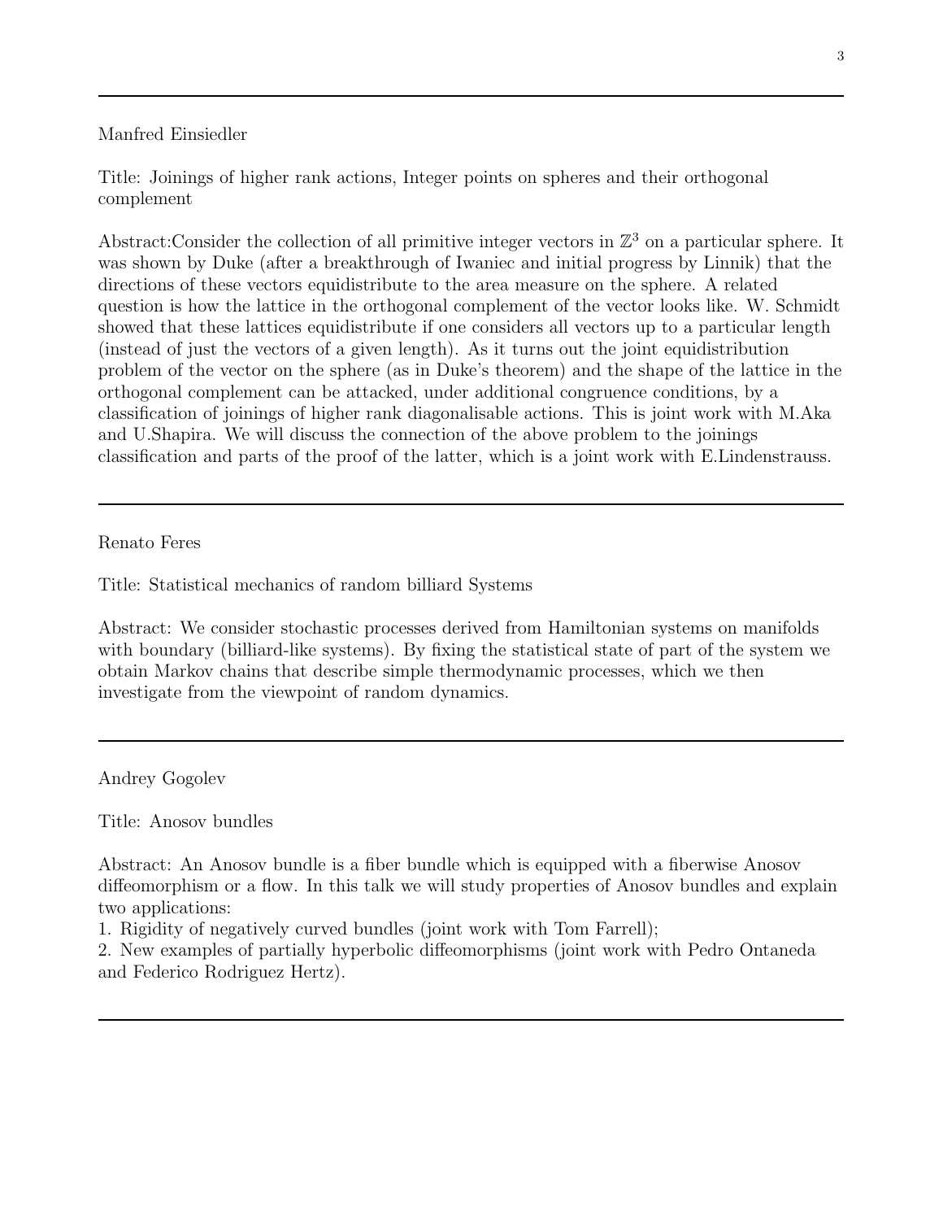---

Manfred Einsiedler

Title: Joinings of higher rank actions, Integer points on spheres and their orthogonal complement

Abstract:Consider the collection of all primitive integer vectors in $\mathbb{Z}^3$ on a particular sphere. It was shown by Duke (after a breakthrough of Iwaniec and initial progress by Linnik) that the directions of these vectors equidistribute to the area measure on the sphere. A related question is how the lattice in the orthogonal complement of the vector looks like. W. Schmidt showed that these lattices equidistribute if one considers all vectors up to a particular length (instead of just the vectors of a given length). As it turns out the joint equidistribution problem of the vector on the sphere (as in Duke's theorem) and the shape of the lattice in the orthogonal complement can be attacked, under additional congruence conditions, by a classification of joinings of higher rank diagonalisable actions. This is joint work with M.Aka and U.Shapira. We will discuss the connection of the above problem to the joinings classification and parts of the proof of the latter, which is a joint work with E.Lindenstrauss.

---

Renato Feres

Title: Statistical mechanics of random billiard Systems

Abstract: We consider stochastic processes derived from Hamiltonian systems on manifolds with boundary (billiard-like systems). By fixing the statistical state of part of the system we obtain Markov chains that describe simple thermodynamic processes, which we then investigate from the viewpoint of random dynamics.

---

Andrey Gogolev

Title: Anosov bundles

Abstract: An Anosov bundle is a fiber bundle which is equipped with a fiberwise Anosov diffeomorphism or a flow. In this talk we will study properties of Anosov bundles and explain two applications:

1. Rigidity of negatively curved bundles (joint work with Tom Farrell);
2. New examples of partially hyperbolic diffeomorphisms (joint work with Pedro Ontaneda and Federico Rodriguez Hertz).

---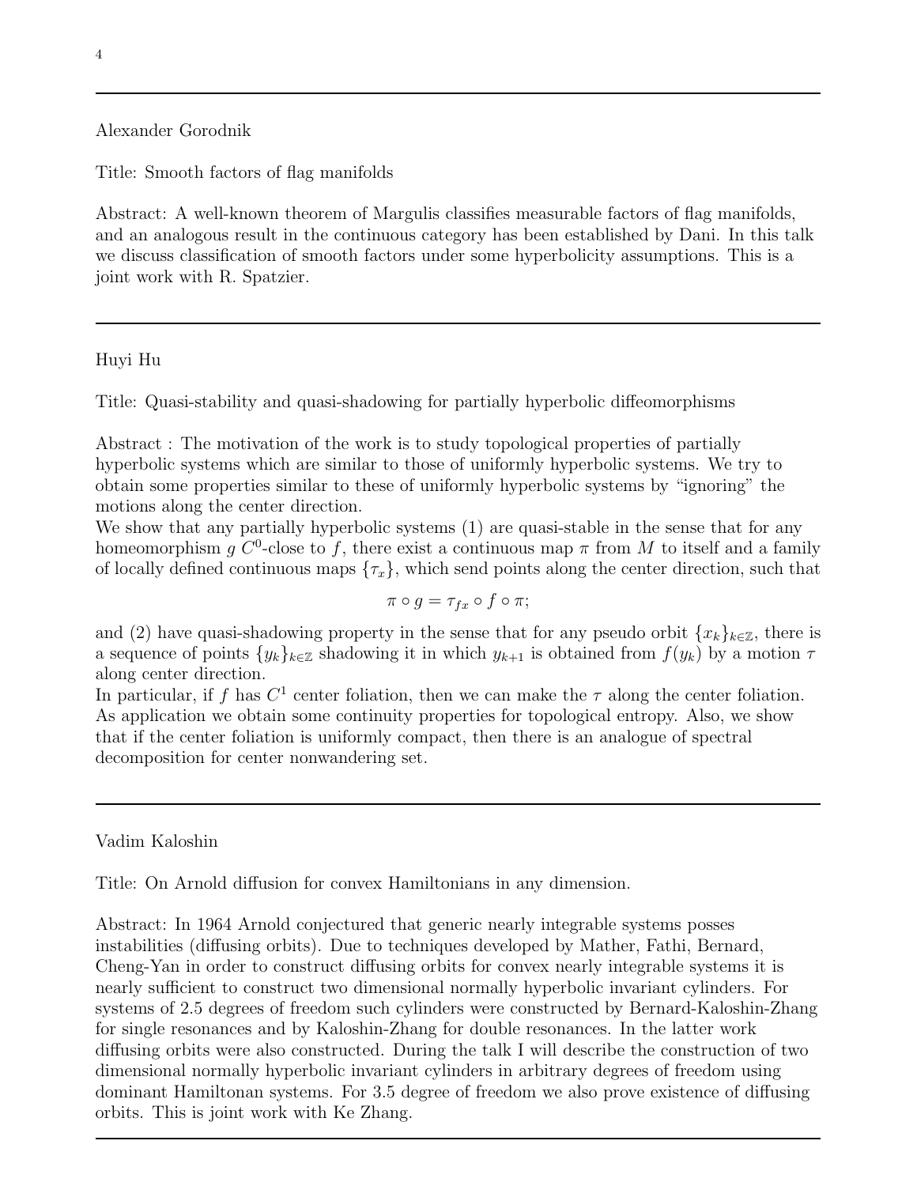---

Alexander Gorodnik

Title: Smooth factors of flag manifolds

Abstract: A well-known theorem of Margulis classifies measurable factors of flag manifolds, and an analogous result in the continuous category has been established by Dani. In this talk we discuss classification of smooth factors under some hyperbolicity assumptions. This is a joint work with R. Spatzier.

---

Huyi Hu

Title: Quasi-stability and quasi-shadowing for partially hyperbolic diffeomorphisms

Abstract : The motivation of the work is to study topological properties of partially hyperbolic systems which are similar to those of uniformly hyperbolic systems. We try to obtain some properties similar to these of uniformly hyperbolic systems by "ignoring" the motions along the center direction.

We show that any partially hyperbolic systems (1) are quasi-stable in the sense that for any homeomorphism $g$ $C^0$-close to $f$, there exist a continuous map $\pi$ from $M$ to itself and a family of locally defined continuous maps $\{\tau_x\}$, which send points along the center direction, such that

$$\pi \circ g = \tau_{fx} \circ f \circ \pi;$$

and (2) have quasi-shadowing property in the sense that for any pseudo orbit $\{x_k\}_{k\in\mathbb{Z}}$, there is a sequence of points $\{y_k\}_{k\in\mathbb{Z}}$ shadowing it in which $y_{k+1}$ is obtained from $f(y_k)$ by a motion $\tau$ along center direction.

In particular, if $f$ has $C^1$ center foliation, then we can make the $\tau$ along the center foliation. As application we obtain some continuity properties for topological entropy. Also, we show that if the center foliation is uniformly compact, then there is an analogue of spectral decomposition for center nonwandering set.

---

Vadim Kaloshin

Title: On Arnold diffusion for convex Hamiltonians in any dimension.

Abstract: In 1964 Arnold conjectured that generic nearly integrable systems posses instabilities (diffusing orbits). Due to techniques developed by Mather, Fathi, Bernard, Cheng-Yan in order to construct diffusing orbits for convex nearly integrable systems it is nearly sufficient to construct two dimensional normally hyperbolic invariant cylinders. For systems of 2.5 degrees of freedom such cylinders were constructed by Bernard-Kaloshin-Zhang for single resonances and by Kaloshin-Zhang for double resonances. In the latter work diffusing orbits were also constructed. During the talk I will describe the construction of two dimensional normally hyperbolic invariant cylinders in arbitrary degrees of freedom using dominant Hamiltonan systems. For 3.5 degree of freedom we also prove existence of diffusing orbits. This is joint work with Ke Zhang.

---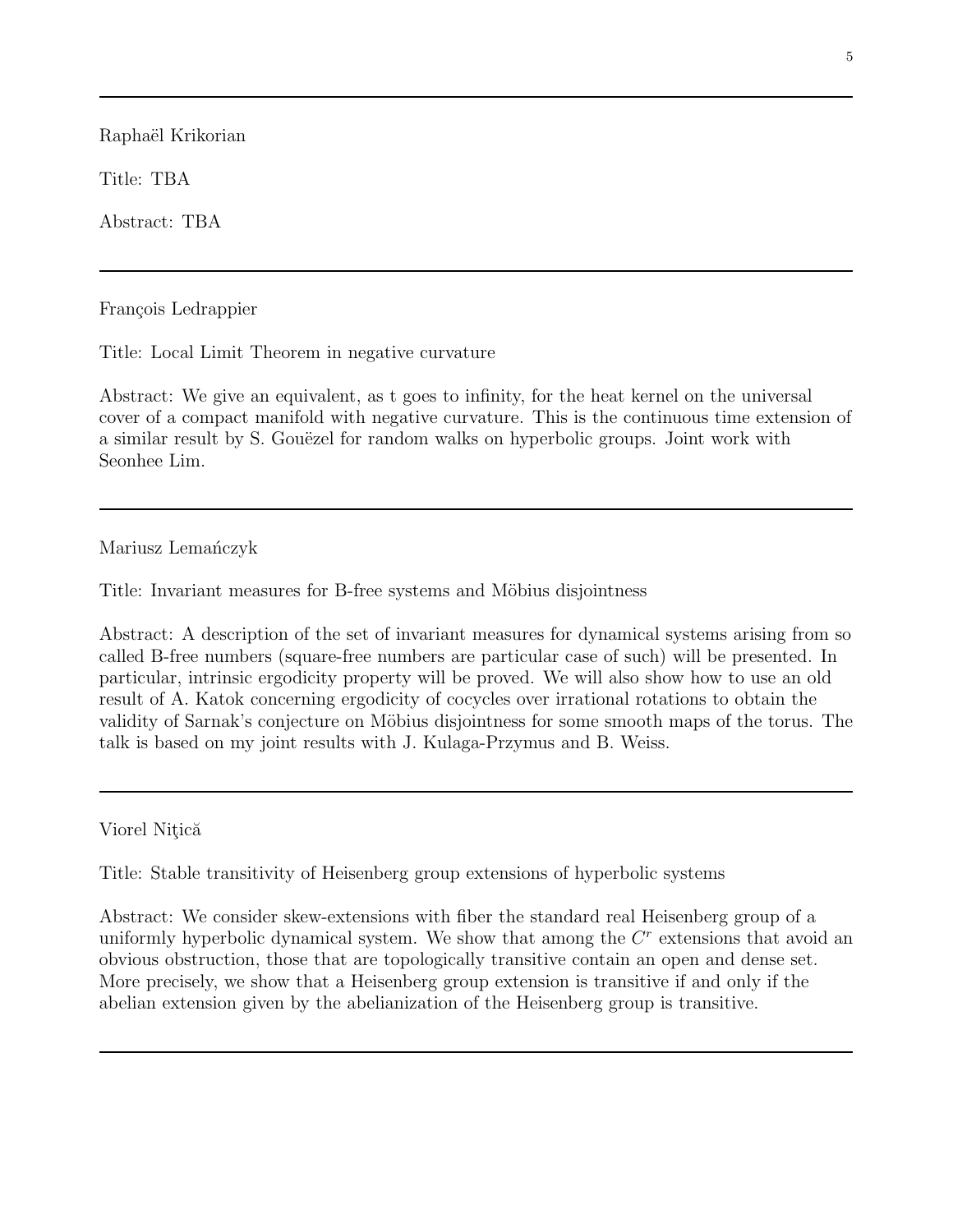---

Raphaël Krikorian

Title: TBA

Abstract: TBA

---

François Ledrappier

Title: Local Limit Theorem in negative curvature

Abstract: We give an equivalent, as t goes to infinity, for the heat kernel on the universal cover of a compact manifold with negative curvature. This is the continuous time extension of a similar result by S. Gouëzel for random walks on hyperbolic groups. Joint work with Seonhee Lim.

---

Mariusz Lemańczyk

Title: Invariant measures for B-free systems and Möbius disjointness

Abstract: A description of the set of invariant measures for dynamical systems arising from so called B-free numbers (square-free numbers are particular case of such) will be presented. In particular, intrinsic ergodicity property will be proved. We will also show how to use an old result of A. Katok concerning ergodicity of cocycles over irrational rotations to obtain the validity of Sarnak's conjecture on Möbius disjointness for some smooth maps of the torus. The talk is based on my joint results with J. Kulaga-Przymus and B. Weiss.

---

Viorel Niţică

Title: Stable transitivity of Heisenberg group extensions of hyperbolic systems

Abstract: We consider skew-extensions with fiber the standard real Heisenberg group of a uniformly hyperbolic dynamical system. We show that among the $C^r$ extensions that avoid an obvious obstruction, those that are topologically transitive contain an open and dense set. More precisely, we show that a Heisenberg group extension is transitive if and only if the abelian extension given by the abelianization of the Heisenberg group is transitive.

---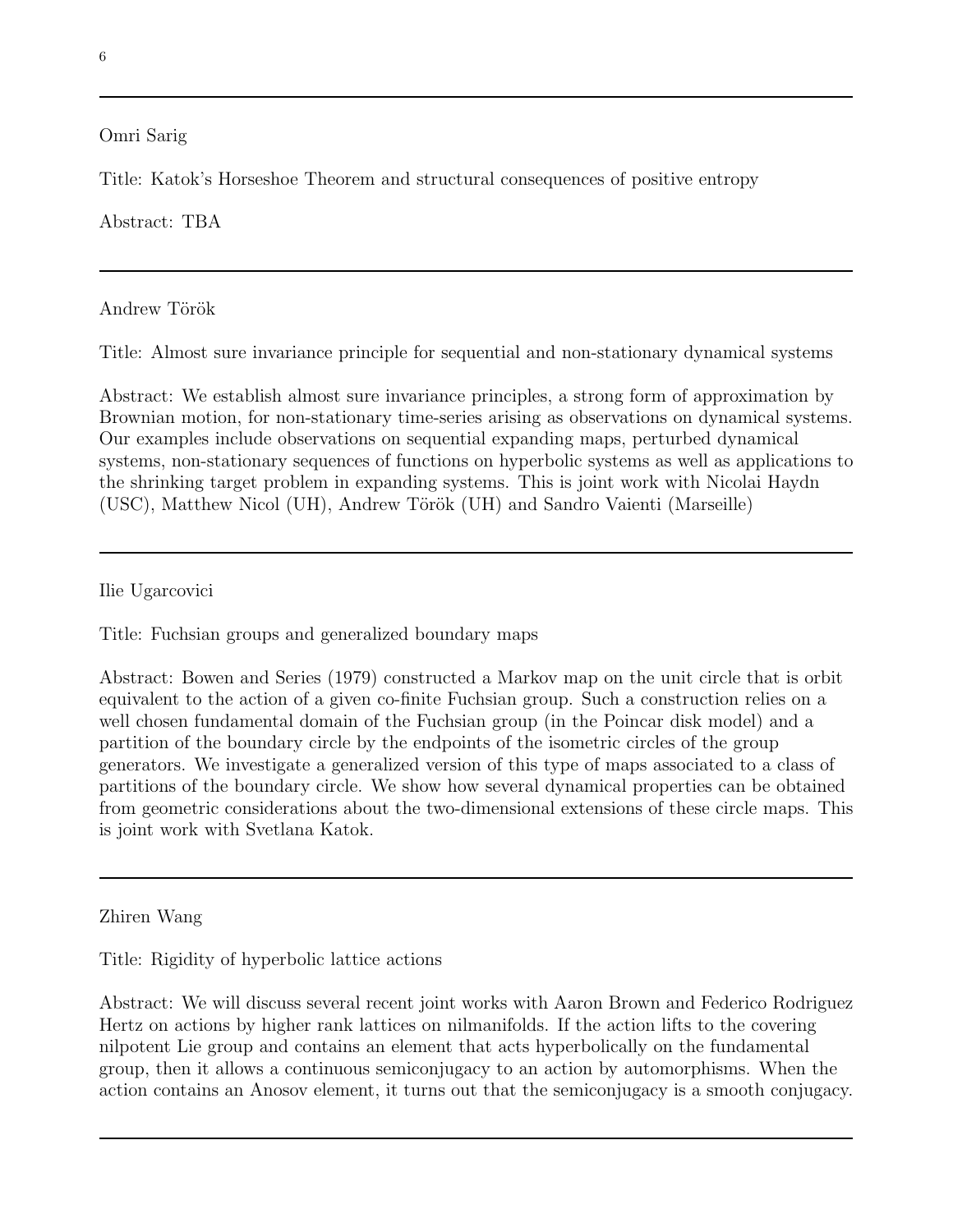---

Omri Sarig

Title: Katok's Horseshoe Theorem and structural consequences of positive entropy

Abstract: TBA

---

Andrew Török

Title: Almost sure invariance principle for sequential and non-stationary dynamical systems

Abstract: We establish almost sure invariance principles, a strong form of approximation by Brownian motion, for non-stationary time-series arising as observations on dynamical systems. Our examples include observations on sequential expanding maps, perturbed dynamical systems, non-stationary sequences of functions on hyperbolic systems as well as applications to the shrinking target problem in expanding systems. This is joint work with Nicolai Haydn (USC), Matthew Nicol (UH), Andrew Török (UH) and Sandro Vaienti (Marseille)

---

Ilie Ugarcovici

Title: Fuchsian groups and generalized boundary maps

Abstract: Bowen and Series (1979) constructed a Markov map on the unit circle that is orbit equivalent to the action of a given co-finite Fuchsian group. Such a construction relies on a well chosen fundamental domain of the Fuchsian group (in the Poincar disk model) and a partition of the boundary circle by the endpoints of the isometric circles of the group generators. We investigate a generalized version of this type of maps associated to a class of partitions of the boundary circle. We show how several dynamical properties can be obtained from geometric considerations about the two-dimensional extensions of these circle maps. This is joint work with Svetlana Katok.

---

Zhiren Wang

Title: Rigidity of hyperbolic lattice actions

Abstract: We will discuss several recent joint works with Aaron Brown and Federico Rodriguez Hertz on actions by higher rank lattices on nilmanifolds. If the action lifts to the covering nilpotent Lie group and contains an element that acts hyperbolically on the fundamental group, then it allows a continuous semiconjugacy to an action by automorphisms. When the action contains an Anosov element, it turns out that the semiconjugacy is a smooth conjugacy.

---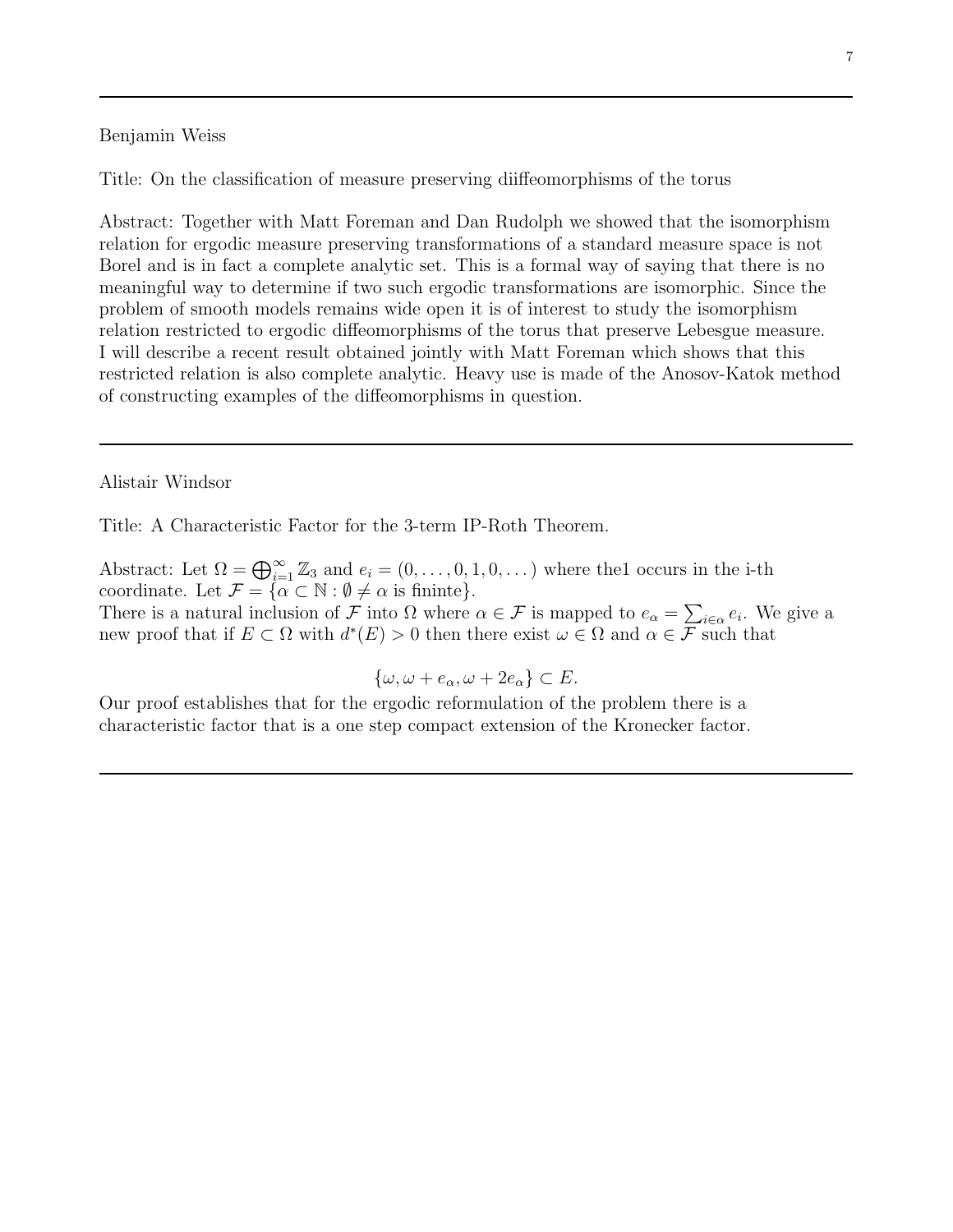---

Benjamin Weiss

Title: On the classification of measure preserving diiffeomorphisms of the torus

Abstract: Together with Matt Foreman and Dan Rudolph we showed that the isomorphism relation for ergodic measure preserving transformations of a standard measure space is not Borel and is in fact a complete analytic set. This is a formal way of saying that there is no meaningful way to determine if two such ergodic transformations are isomorphic. Since the problem of smooth models remains wide open it is of interest to study the isomorphism relation restricted to ergodic diffeomorphisms of the torus that preserve Lebesgue measure. I will describe a recent result obtained jointly with Matt Foreman which shows that this restricted relation is also complete analytic. Heavy use is made of the Anosov-Katok method of constructing examples of the diffeomorphisms in question.

---

Alistair Windsor

Title: A Characteristic Factor for the 3-term IP-Roth Theorem.

Abstract: Let $\Omega = \bigoplus_{i=1}^{\infty} \mathbb{Z}_3$ and $e_i = (0, \dots, 0, 1, 0, \dots)$ where the1 occurs in the i-th coordinate. Let $\mathcal{F} = \{\alpha \subset \mathbb{N} : \emptyset \neq \alpha \text{ is fininte}\}$.
There is a natural inclusion of $\mathcal{F}$ into $\Omega$ where $\alpha \in \mathcal{F}$ is mapped to $e_\alpha = \sum_{i \in \alpha} e_i$. We give a new proof that if $E \subset \Omega$ with $d^*(E) > 0$ then there exist $\omega \in \Omega$ and $\alpha \in \mathcal{F}$ such that

$$\{\omega, \omega + e_\alpha, \omega + 2e_\alpha\} \subset E.$$

Our proof establishes that for the ergodic reformulation of the problem there is a characteristic factor that is a one step compact extension of the Kronecker factor.

---